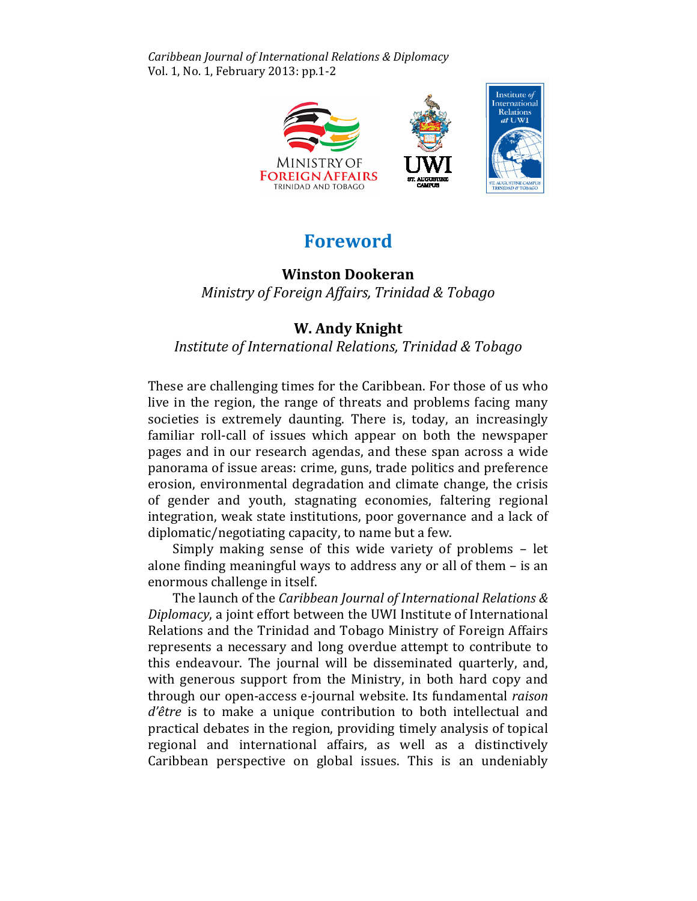# Foreword

**Winston Dookeran**
*Ministry of Foreign Affairs, Trinidad & Tobago*

**W. Andy Knight**
*Institute of International Relations, Trinidad & Tobago*

These are challenging times for the Caribbean. For those of us who live in the region, the range of threats and problems facing many societies is extremely daunting. There is, today, an increasingly familiar roll-call of issues which appear on both the newspaper pages and in our research agendas, and these span across a wide panorama of issue areas: crime, guns, trade politics and preference erosion, environmental degradation and climate change, the crisis of gender and youth, stagnating economies, faltering regional integration, weak state institutions, poor governance and a lack of diplomatic/negotiating capacity, to name but a few.

Simply making sense of this wide variety of problems – let alone finding meaningful ways to address any or all of them – is an enormous challenge in itself.

The launch of the *Caribbean Journal of International Relations & Diplomacy*, a joint effort between the UWI Institute of International Relations and the Trinidad and Tobago Ministry of Foreign Affairs represents a necessary and long overdue attempt to contribute to this endeavour. The journal will be disseminated quarterly, and, with generous support from the Ministry, in both hard copy and through our open-access e-journal website. Its fundamental *raison d'être* is to make a unique contribution to both intellectual and practical debates in the region, providing timely analysis of topical regional and international affairs, as well as a distinctively Caribbean perspective on global issues. This is an undeniably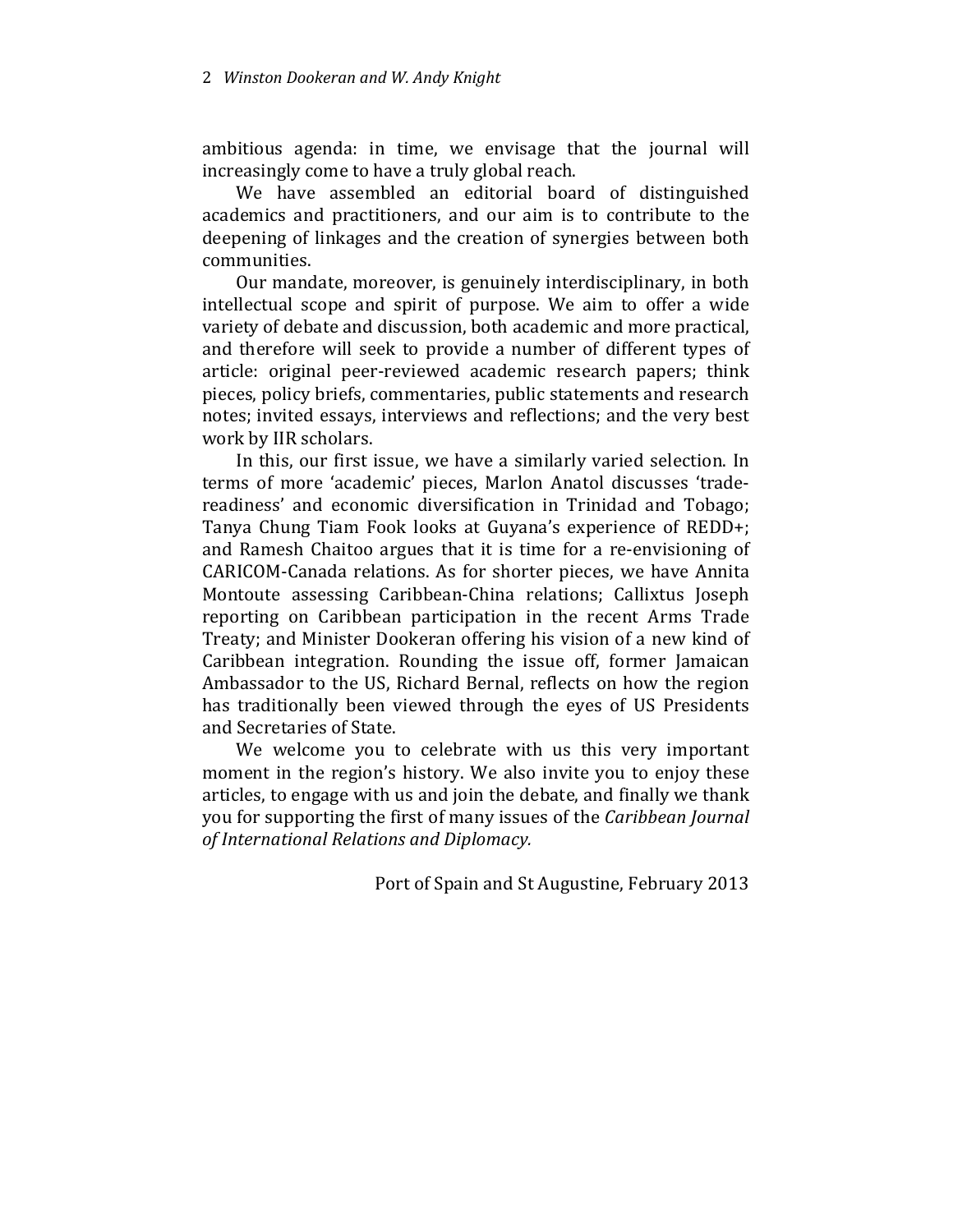ambitious agenda: in time, we envisage that the journal will increasingly come to have a truly global reach.

We have assembled an editorial board of distinguished academics and practitioners, and our aim is to contribute to the deepening of linkages and the creation of synergies between both communities.

Our mandate, moreover, is genuinely interdisciplinary, in both intellectual scope and spirit of purpose. We aim to offer a wide variety of debate and discussion, both academic and more practical, and therefore will seek to provide a number of different types of article: original peer-reviewed academic research papers; think pieces, policy briefs, commentaries, public statements and research notes; invited essays, interviews and reflections; and the very best work by IIR scholars.

In this, our first issue, we have a similarly varied selection. In terms of more 'academic' pieces, Marlon Anatol discusses 'trade-readiness' and economic diversification in Trinidad and Tobago; Tanya Chung Tiam Fook looks at Guyana's experience of REDD+; and Ramesh Chaitoo argues that it is time for a re-envisioning of CARICOM-Canada relations. As for shorter pieces, we have Annita Montoute assessing Caribbean-China relations; Callixtus Joseph reporting on Caribbean participation in the recent Arms Trade Treaty; and Minister Dookeran offering his vision of a new kind of Caribbean integration. Rounding the issue off, former Jamaican Ambassador to the US, Richard Bernal, reflects on how the region has traditionally been viewed through the eyes of US Presidents and Secretaries of State.

We welcome you to celebrate with us this very important moment in the region's history. We also invite you to enjoy these articles, to engage with us and join the debate, and finally we thank you for supporting the first of many issues of the *Caribbean Journal of International Relations and Diplomacy.*

Port of Spain and St Augustine, February 2013